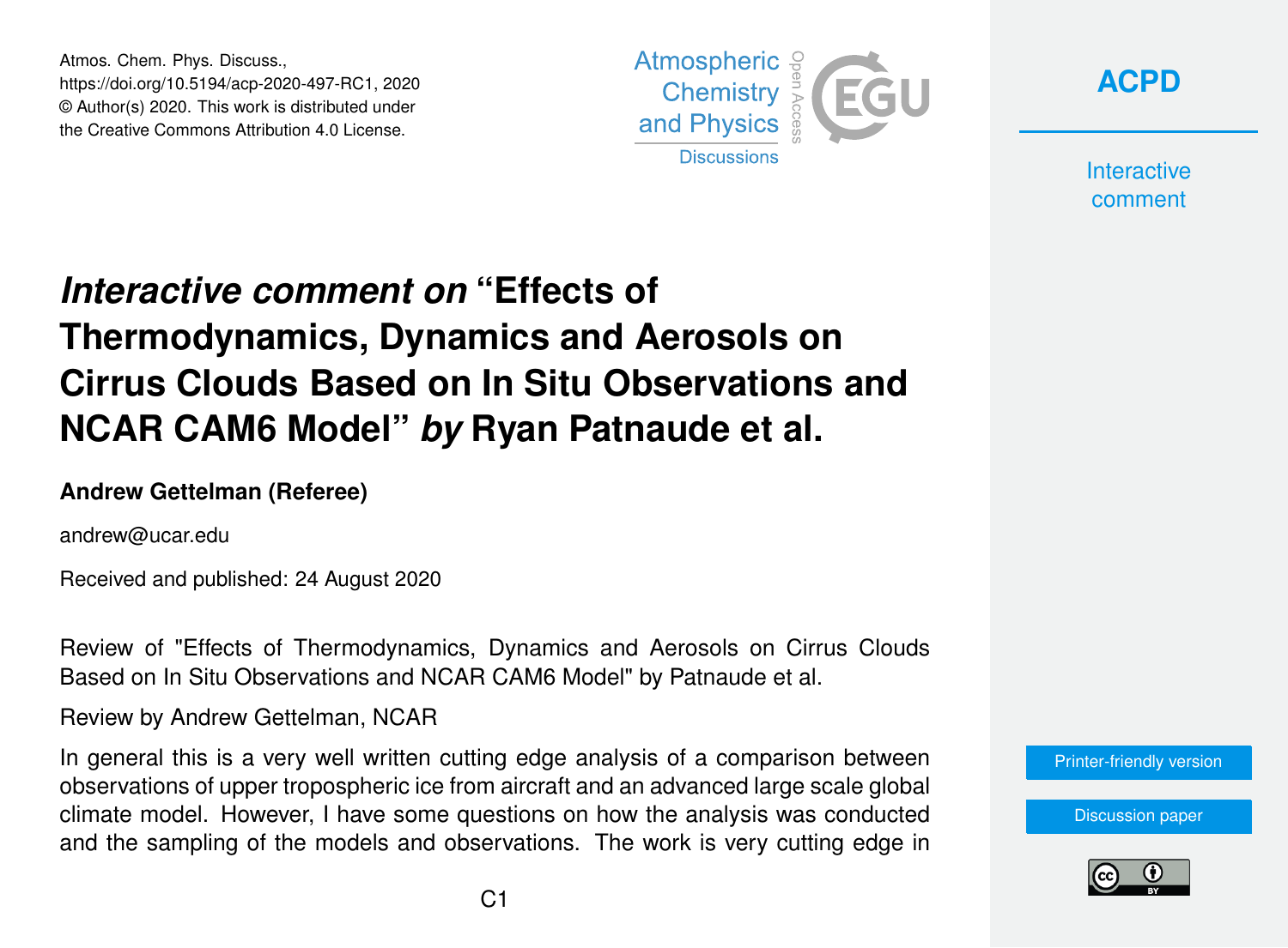Atmos. Chem. Phys. Discuss.,
https://doi.org/10.5194/acp-2020-497-RC1, 2020
© Author(s) 2020. This work is distributed under
the Creative Commons Attribution 4.0 License.

# *Interactive comment on* "Effects of Thermodynamics, Dynamics and Aerosols on Cirrus Clouds Based on In Situ Observations and NCAR CAM6 Model" *by* Ryan Patnaude et al.

**Andrew Gettelman (Referee)**

andrew@ucar.edu

Received and published: 24 August 2020

Review of "Effects of Thermodynamics, Dynamics and Aerosols on Cirrus Clouds Based on In Situ Observations and NCAR CAM6 Model" by Patnaude et al.

Review by Andrew Gettelman, NCAR

In general this is a very well written cutting edge analysis of a comparison between observations of upper tropospheric ice from aircraft and an advanced large scale global climate model. However, I have some questions on how the analysis was conducted and the sampling of the models and observations. The work is very cutting edge in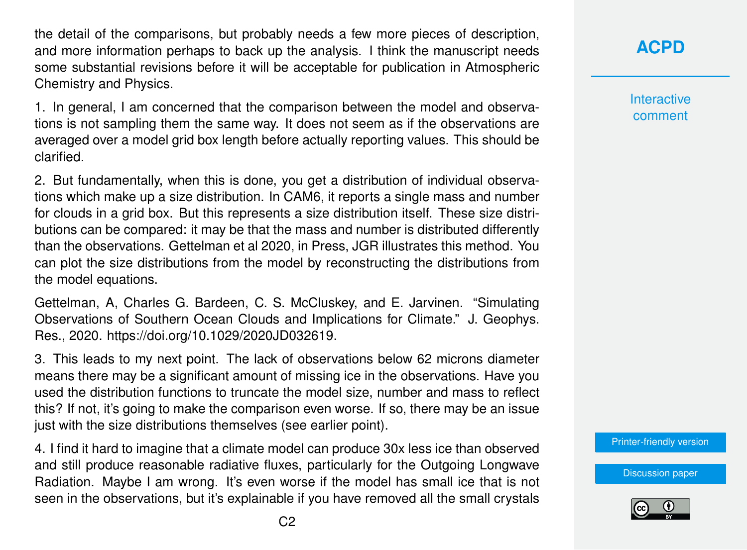the detail of the comparisons, but probably needs a few more pieces of description, and more information perhaps to back up the analysis. I think the manuscript needs some substantial revisions before it will be acceptable for publication in Atmospheric Chemistry and Physics.

1. In general, I am concerned that the comparison between the model and observations is not sampling them the same way. It does not seem as if the observations are averaged over a model grid box length before actually reporting values. This should be clarified.

2. But fundamentally, when this is done, you get a distribution of individual observations which make up a size distribution. In CAM6, it reports a single mass and number for clouds in a grid box. But this represents a size distribution itself. These size distributions can be compared: it may be that the mass and number is distributed differently than the observations. Gettelman et al 2020, in Press, JGR illustrates this method. You can plot the size distributions from the model by reconstructing the distributions from the model equations.

Gettelman, A, Charles G. Bardeen, C. S. McCluskey, and E. Jarvinen. "Simulating Observations of Southern Ocean Clouds and Implications for Climate." J. Geophys. Res., 2020. https://doi.org/10.1029/2020JD032619.

3. This leads to my next point. The lack of observations below 62 microns diameter means there may be a significant amount of missing ice in the observations. Have you used the distribution functions to truncate the model size, number and mass to reflect this? If not, it's going to make the comparison even worse. If so, there may be an issue just with the size distributions themselves (see earlier point).

4. I find it hard to imagine that a climate model can produce 30x less ice than observed and still produce reasonable radiative fluxes, particularly for the Outgoing Longwave Radiation. Maybe I am wrong. It's even worse if the model has small ice that is not seen in the observations, but it's explainable if you have removed all the small crystals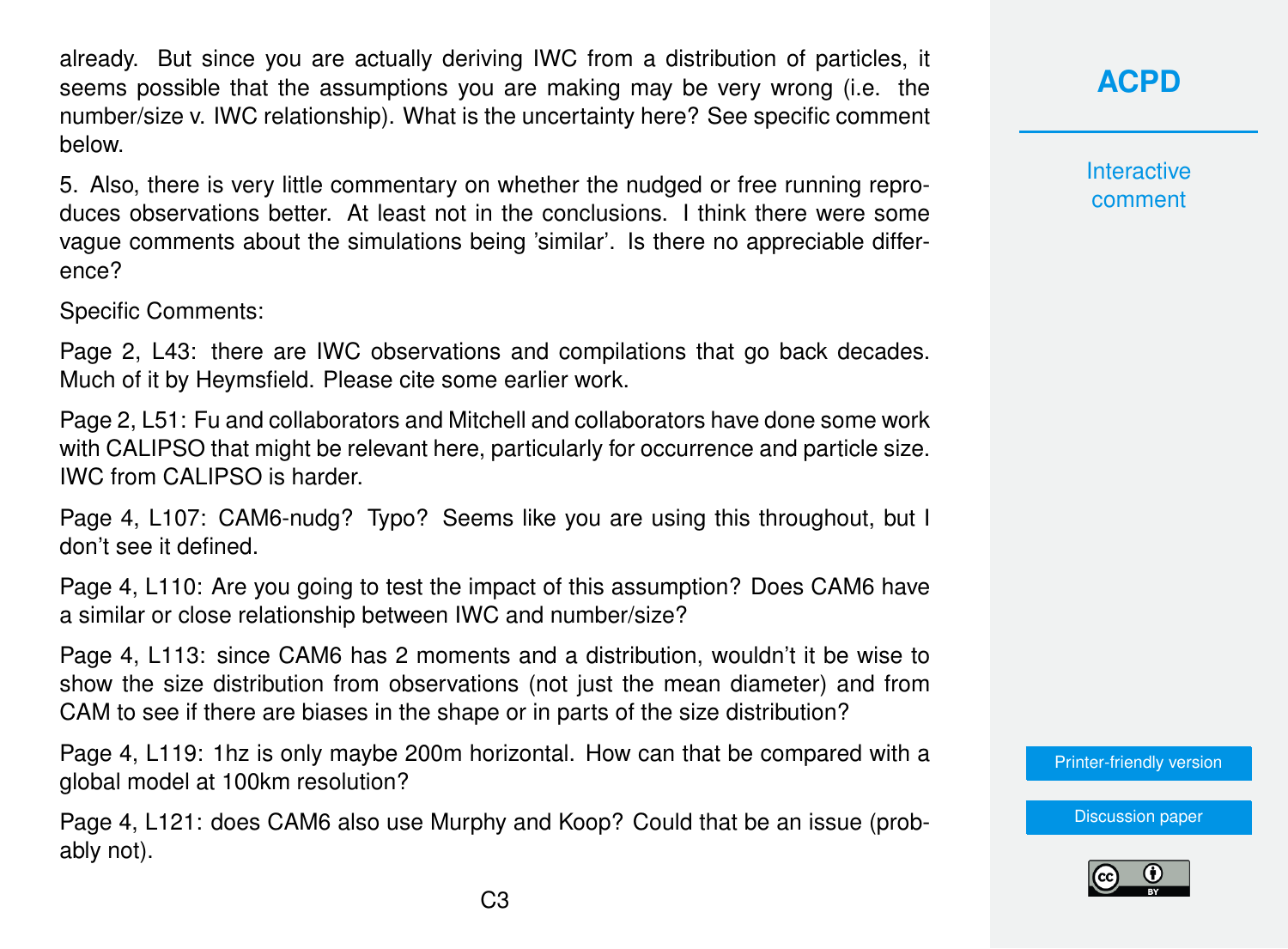already. But since you are actually deriving IWC from a distribution of particles, it seems possible that the assumptions you are making may be very wrong (i.e. the number/size v. IWC relationship). What is the uncertainty here? See specific comment below.

5. Also, there is very little commentary on whether the nudged or free running reproduces observations better. At least not in the conclusions. I think there were some vague comments about the simulations being 'similar'. Is there no appreciable difference?

Specific Comments:

Page 2, L43: there are IWC observations and compilations that go back decades. Much of it by Heymsfield. Please cite some earlier work.

Page 2, L51: Fu and collaborators and Mitchell and collaborators have done some work with CALIPSO that might be relevant here, particularly for occurrence and particle size. IWC from CALIPSO is harder.

Page 4, L107: CAM6-nudg? Typo? Seems like you are using this throughout, but I don't see it defined.

Page 4, L110: Are you going to test the impact of this assumption? Does CAM6 have a similar or close relationship between IWC and number/size?

Page 4, L113: since CAM6 has 2 moments and a distribution, wouldn't it be wise to show the size distribution from observations (not just the mean diameter) and from CAM to see if there are biases in the shape or in parts of the size distribution?

Page 4, L119: 1hz is only maybe 200m horizontal. How can that be compared with a global model at 100km resolution?

Page 4, L121: does CAM6 also use Murphy and Koop? Could that be an issue (probably not).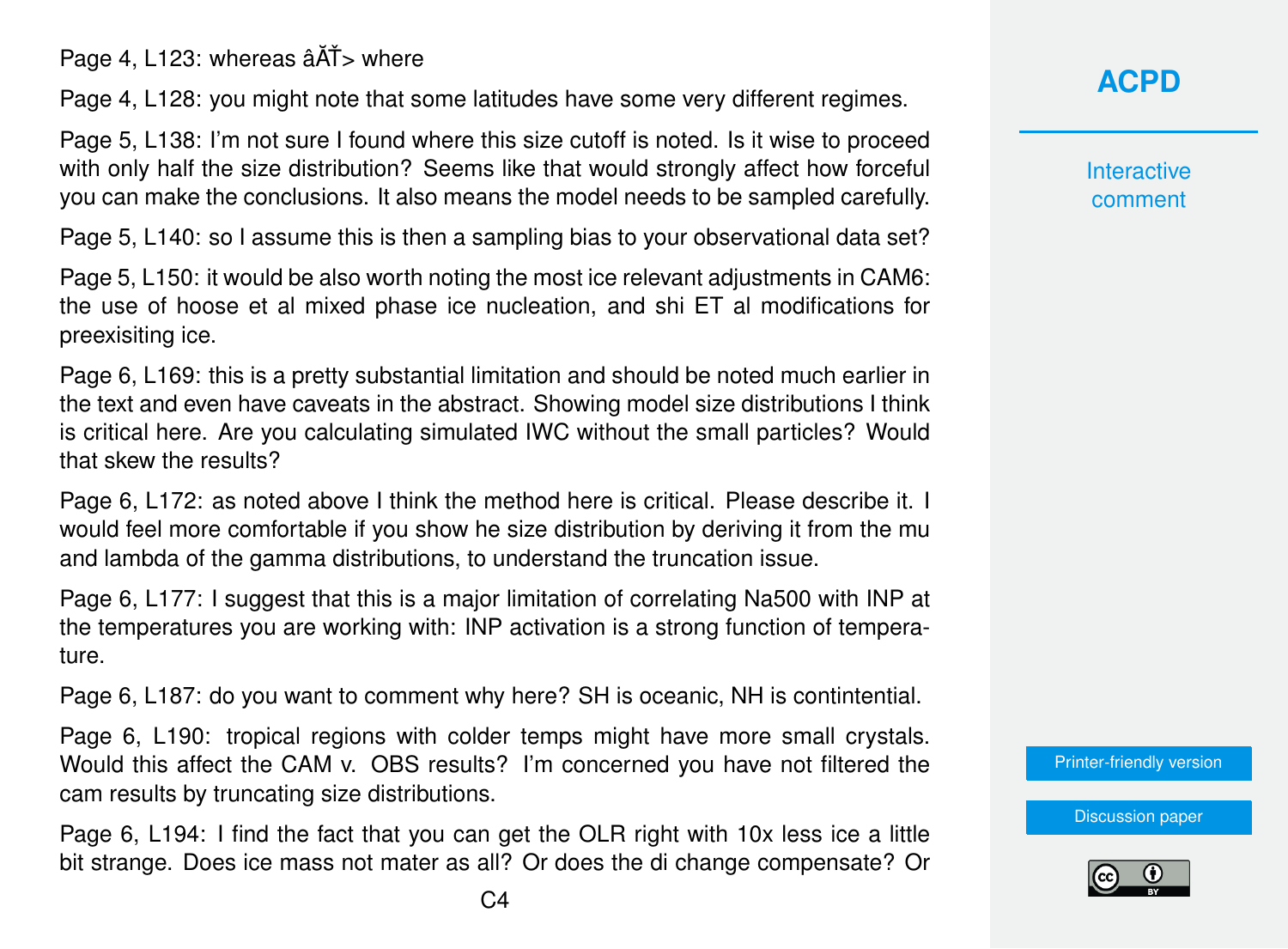Page 4, L123: whereas âĂŤ> where

Page 4, L128: you might note that some latitudes have some very different regimes.

Page 5, L138: I'm not sure I found where this size cutoff is noted. Is it wise to proceed with only half the size distribution? Seems like that would strongly affect how forceful you can make the conclusions. It also means the model needs to be sampled carefully.

Page 5, L140: so I assume this is then a sampling bias to your observational data set?

Page 5, L150: it would be also worth noting the most ice relevant adjustments in CAM6: the use of hoose et al mixed phase ice nucleation, and shi ET al modifications for preexisiting ice.

Page 6, L169: this is a pretty substantial limitation and should be noted much earlier in the text and even have caveats in the abstract. Showing model size distributions I think is critical here. Are you calculating simulated IWC without the small particles? Would that skew the results?

Page 6, L172: as noted above I think the method here is critical. Please describe it. I would feel more comfortable if you show he size distribution by deriving it from the mu and lambda of the gamma distributions, to understand the truncation issue.

Page 6, L177: I suggest that this is a major limitation of correlating Na500 with INP at the temperatures you are working with: INP activation is a strong function of temperature.

Page 6, L187: do you want to comment why here? SH is oceanic, NH is contintential.

Page 6, L190: tropical regions with colder temps might have more small crystals. Would this affect the CAM v. OBS results? I'm concerned you have not filtered the cam results by truncating size distributions.

Page 6, L194: I find the fact that you can get the OLR right with 10x less ice a little bit strange. Does ice mass not mater as all? Or does the di change compensate? Or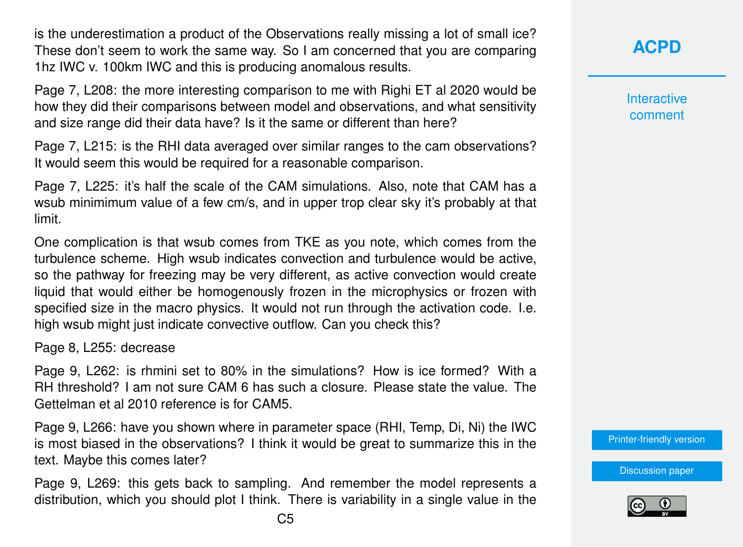is the underestimation a product of the Observations really missing a lot of small ice? These don't seem to work the same way. So I am concerned that you are comparing 1hz IWC v. 100km IWC and this is producing anomalous results.

Page 7, L208: the more interesting comparison to me with Righi ET al 2020 would be how they did their comparisons between model and observations, and what sensitivity and size range did their data have? Is it the same or different than here?

Page 7, L215: is the RHI data averaged over similar ranges to the cam observations? It would seem this would be required for a reasonable comparison.

Page 7, L225: it's half the scale of the CAM simulations. Also, note that CAM has a wsub minimimum value of a few cm/s, and in upper trop clear sky it's probably at that limit.

One complication is that wsub comes from TKE as you note, which comes from the turbulence scheme. High wsub indicates convection and turbulence would be active, so the pathway for freezing may be very different, as active convection would create liquid that would either be homogenously frozen in the microphysics or frozen with specified size in the macro physics. It would not run through the activation code. I.e. high wsub might just indicate convective outflow. Can you check this?

Page 8, L255: decrease

Page 9, L262: is rhmini set to 80% in the simulations? How is ice formed? With a RH threshold? I am not sure CAM 6 has such a closure. Please state the value. The Gettelman et al 2010 reference is for CAM5.

Page 9, L266: have you shown where in parameter space (RHI, Temp, Di, Ni) the IWC is most biased in the observations? I think it would be great to summarize this in the text. Maybe this comes later?

Page 9, L269: this gets back to sampling. And remember the model represents a distribution, which you should plot I think. There is variability in a single value in the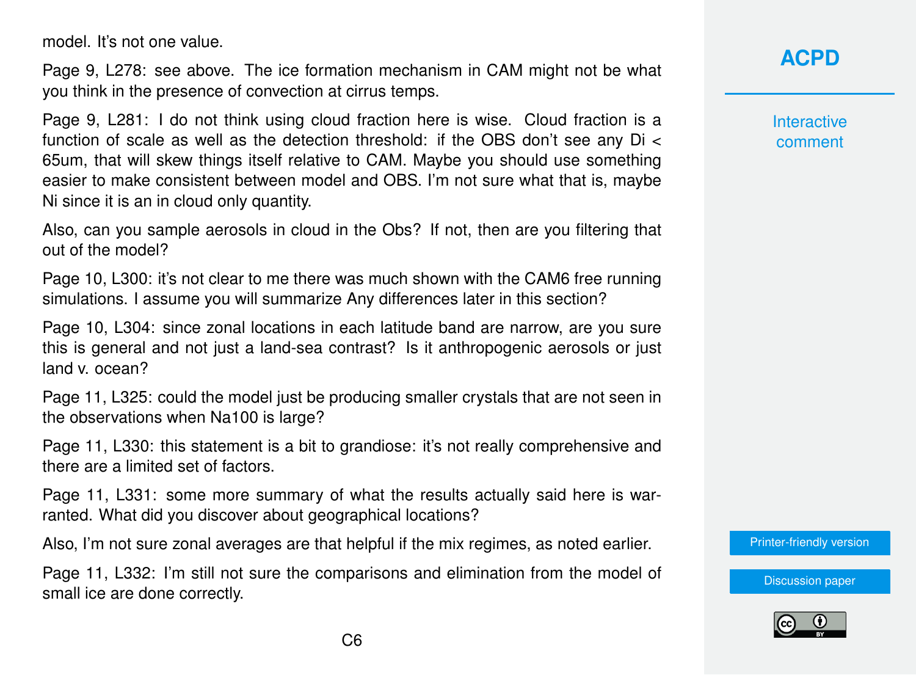model. It's not one value.

Page 9, L278: see above. The ice formation mechanism in CAM might not be what you think in the presence of convection at cirrus temps.

Page 9, L281: I do not think using cloud fraction here is wise. Cloud fraction is a function of scale as well as the detection threshold: if the OBS don't see any $D_i <$ 65um, that will skew things itself relative to CAM. Maybe you should use something easier to make consistent between model and OBS. I'm not sure what that is, maybe $N_i$ since it is an in cloud only quantity.

Also, can you sample aerosols in cloud in the Obs? If not, then are you filtering that out of the model?

Page 10, L300: it's not clear to me there was much shown with the CAM6 free running simulations. I assume you will summarize Any differences later in this section?

Page 10, L304: since zonal locations in each latitude band are narrow, are you sure this is general and not just a land-sea contrast? Is it anthropogenic aerosols or just land v. ocean?

Page 11, L325: could the model just be producing smaller crystals that are not seen in the observations when $Na_{100}$ is large?

Page 11, L330: this statement is a bit to grandiose: it's not really comprehensive and there are a limited set of factors.

Page 11, L331: some more summary of what the results actually said here is warranted. What did you discover about geographical locations?

Also, I'm not sure zonal averages are that helpful if the mix regimes, as noted earlier.

Page 11, L332: I'm still not sure the comparisons and elimination from the model of small ice are done correctly.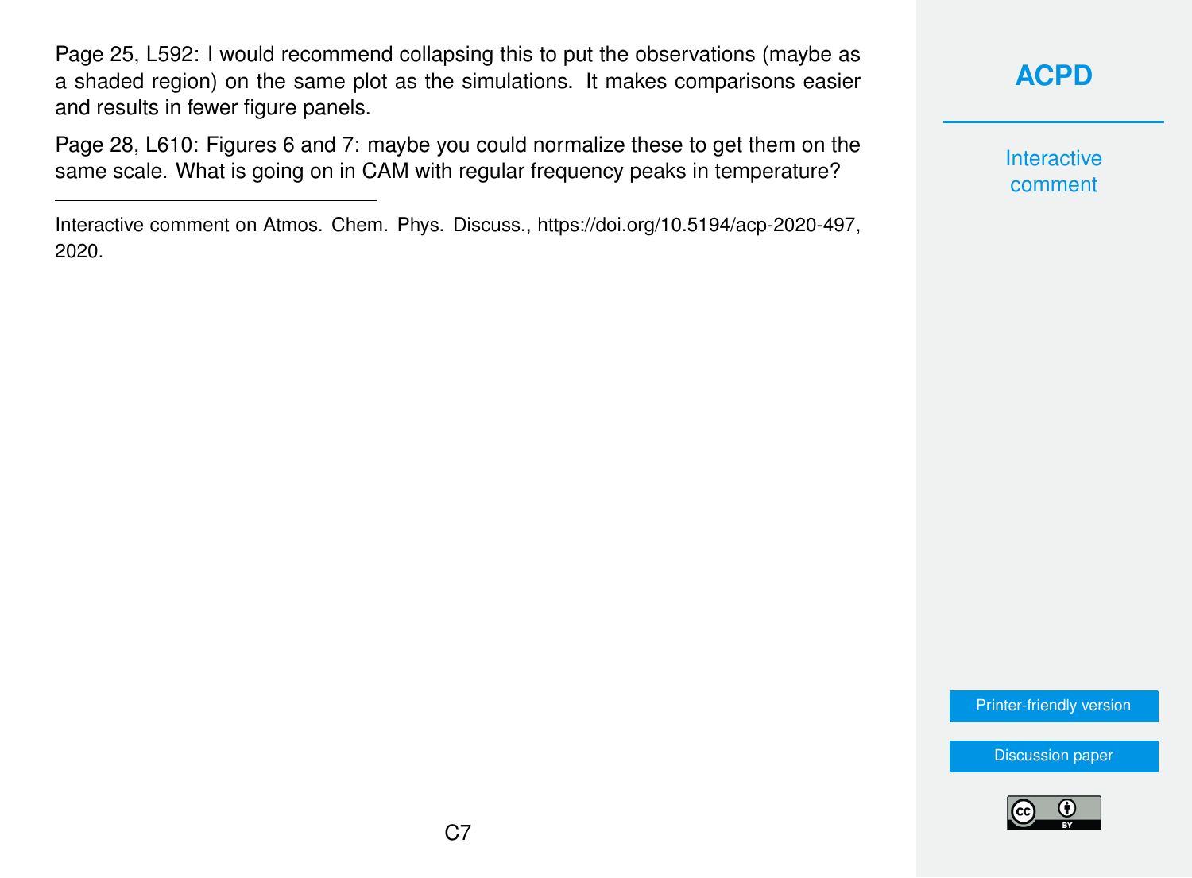Page 25, L592: I would recommend collapsing this to put the observations (maybe as a shaded region) on the same plot as the simulations. It makes comparisons easier and results in fewer figure panels.

Page 28, L610: Figures 6 and 7: maybe you could normalize these to get them on the same scale. What is going on in CAM with regular frequency peaks in temperature?

---

Interactive comment on Atmos. Chem. Phys. Discuss., https://doi.org/10.5194/acp-2020-497, 2020.